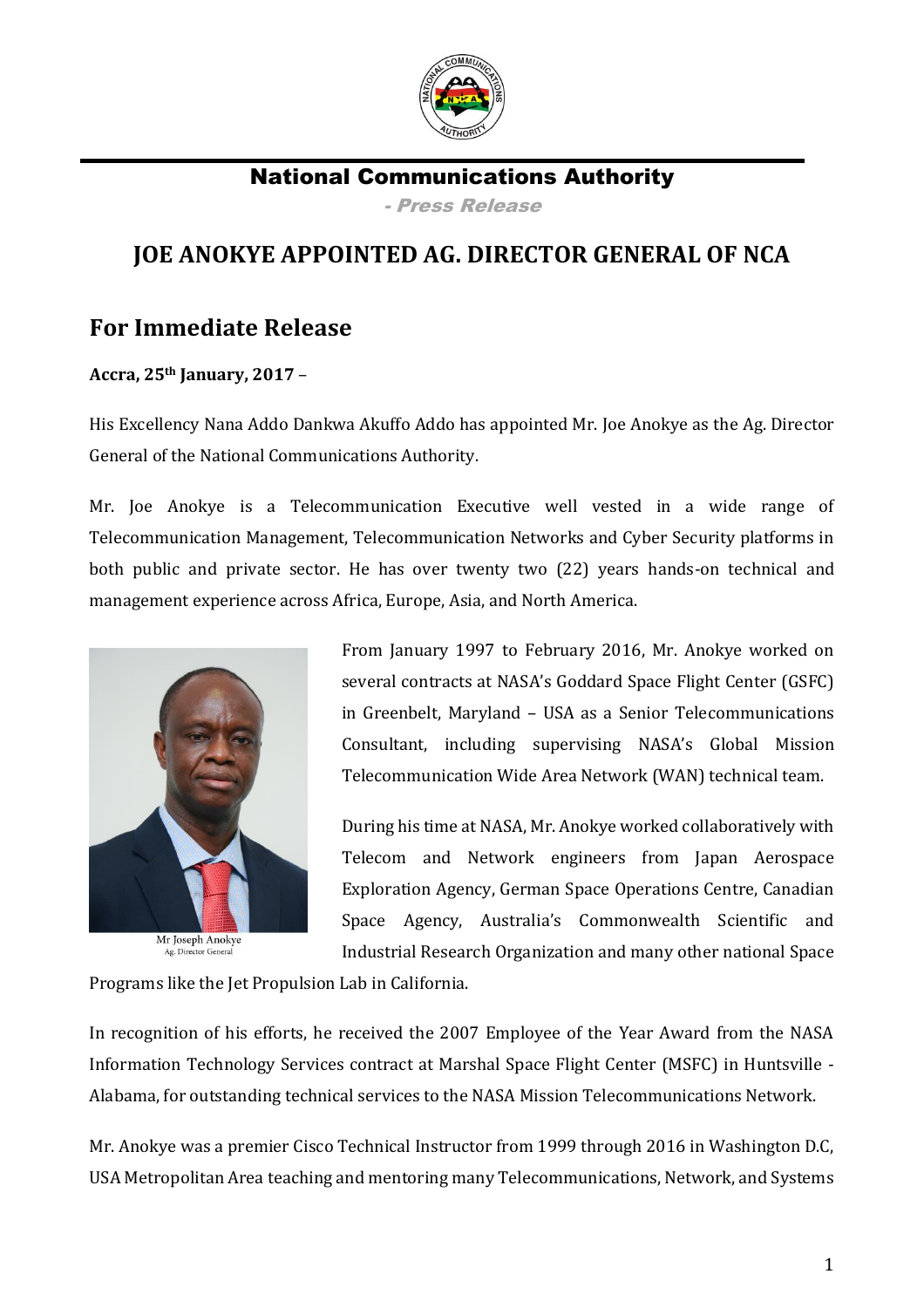## National Communications Authority

*- Press Release*

# JOE ANOKYE APPOINTED AG. DIRECTOR GENERAL OF NCA

## For Immediate Release

**Accra, 25th January, 2017** –

His Excellency Nana Addo Dankwa Akuffo Addo has appointed Mr. Joe Anokye as the Ag. Director General of the National Communications Authority.

Mr. Joe Anokye is a Telecommunication Executive well vested in a wide range of Telecommunication Management, Telecommunication Networks and Cyber Security platforms in both public and private sector. He has over twenty two (22) years hands-on technical and management experience across Africa, Europe, Asia, and North America.

Mr Joseph Anokye
Ag. Director General

From January 1997 to February 2016, Mr. Anokye worked on several contracts at NASA's Goddard Space Flight Center (GSFC) in Greenbelt, Maryland – USA as a Senior Telecommunications Consultant, including supervising NASA's Global Mission Telecommunication Wide Area Network (WAN) technical team.

During his time at NASA, Mr. Anokye worked collaboratively with Telecom and Network engineers from Japan Aerospace Exploration Agency, German Space Operations Centre, Canadian Space Agency, Australia's Commonwealth Scientific and Industrial Research Organization and many other national Space Programs like the Jet Propulsion Lab in California.

In recognition of his efforts, he received the 2007 Employee of the Year Award from the NASA Information Technology Services contract at Marshal Space Flight Center (MSFC) in Huntsville - Alabama, for outstanding technical services to the NASA Mission Telecommunications Network.

Mr. Anokye was a premier Cisco Technical Instructor from 1999 through 2016 in Washington D.C, USA Metropolitan Area teaching and mentoring many Telecommunications, Network, and Systems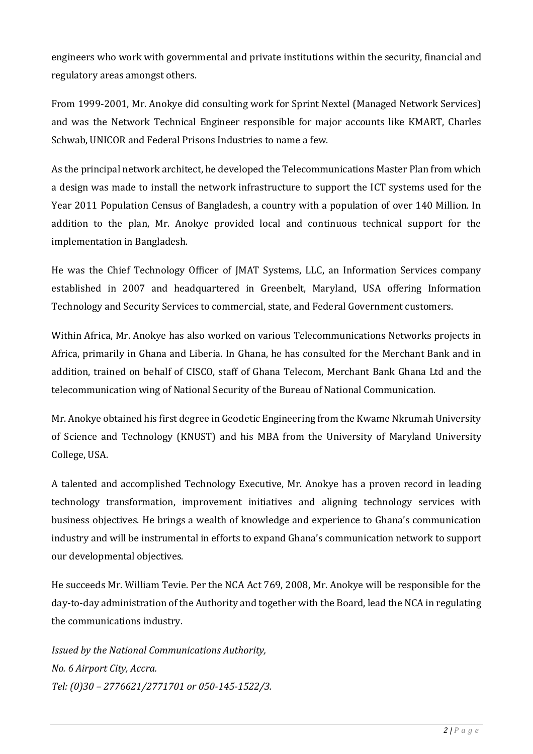engineers who work with governmental and private institutions within the security, financial and regulatory areas amongst others.

From 1999-2001, Mr. Anokye did consulting work for Sprint Nextel (Managed Network Services) and was the Network Technical Engineer responsible for major accounts like KMART, Charles Schwab, UNICOR and Federal Prisons Industries to name a few.

As the principal network architect, he developed the Telecommunications Master Plan from which a design was made to install the network infrastructure to support the ICT systems used for the Year 2011 Population Census of Bangladesh, a country with a population of over 140 Million. In addition to the plan, Mr. Anokye provided local and continuous technical support for the implementation in Bangladesh.

He was the Chief Technology Officer of JMAT Systems, LLC, an Information Services company established in 2007 and headquartered in Greenbelt, Maryland, USA offering Information Technology and Security Services to commercial, state, and Federal Government customers.

Within Africa, Mr. Anokye has also worked on various Telecommunications Networks projects in Africa, primarily in Ghana and Liberia. In Ghana, he has consulted for the Merchant Bank and in addition, trained on behalf of CISCO, staff of Ghana Telecom, Merchant Bank Ghana Ltd and the telecommunication wing of National Security of the Bureau of National Communication.

Mr. Anokye obtained his first degree in Geodetic Engineering from the Kwame Nkrumah University of Science and Technology (KNUST) and his MBA from the University of Maryland University College, USA.

A talented and accomplished Technology Executive, Mr. Anokye has a proven record in leading technology transformation, improvement initiatives and aligning technology services with business objectives. He brings a wealth of knowledge and experience to Ghana's communication industry and will be instrumental in efforts to expand Ghana's communication network to support our developmental objectives.

He succeeds Mr. William Tevie. Per the NCA Act 769, 2008, Mr. Anokye will be responsible for the day-to-day administration of the Authority and together with the Board, lead the NCA in regulating the communications industry.

*Issued by the National Communications Authority,*
*No. 6 Airport City, Accra.*
*Tel: (0)30 – 2776621/2771701 or 050-145-1522/3.*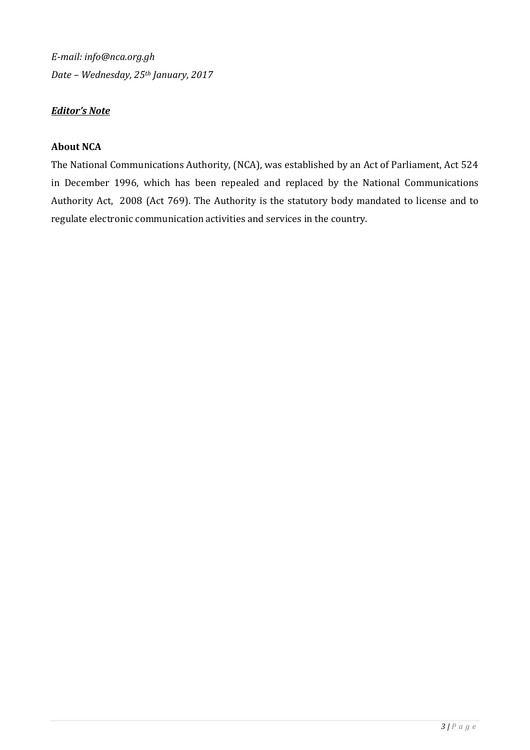*E-mail: info@nca.org.gh*
*Date – Wednesday, 25th January, 2017*

***Editor's Note***

**About NCA**

The National Communications Authority, (NCA), was established by an Act of Parliament, Act 524 in December 1996, which has been repealed and replaced by the National Communications Authority Act, 2008 (Act 769). The Authority is the statutory body mandated to license and to regulate electronic communication activities and services in the country.